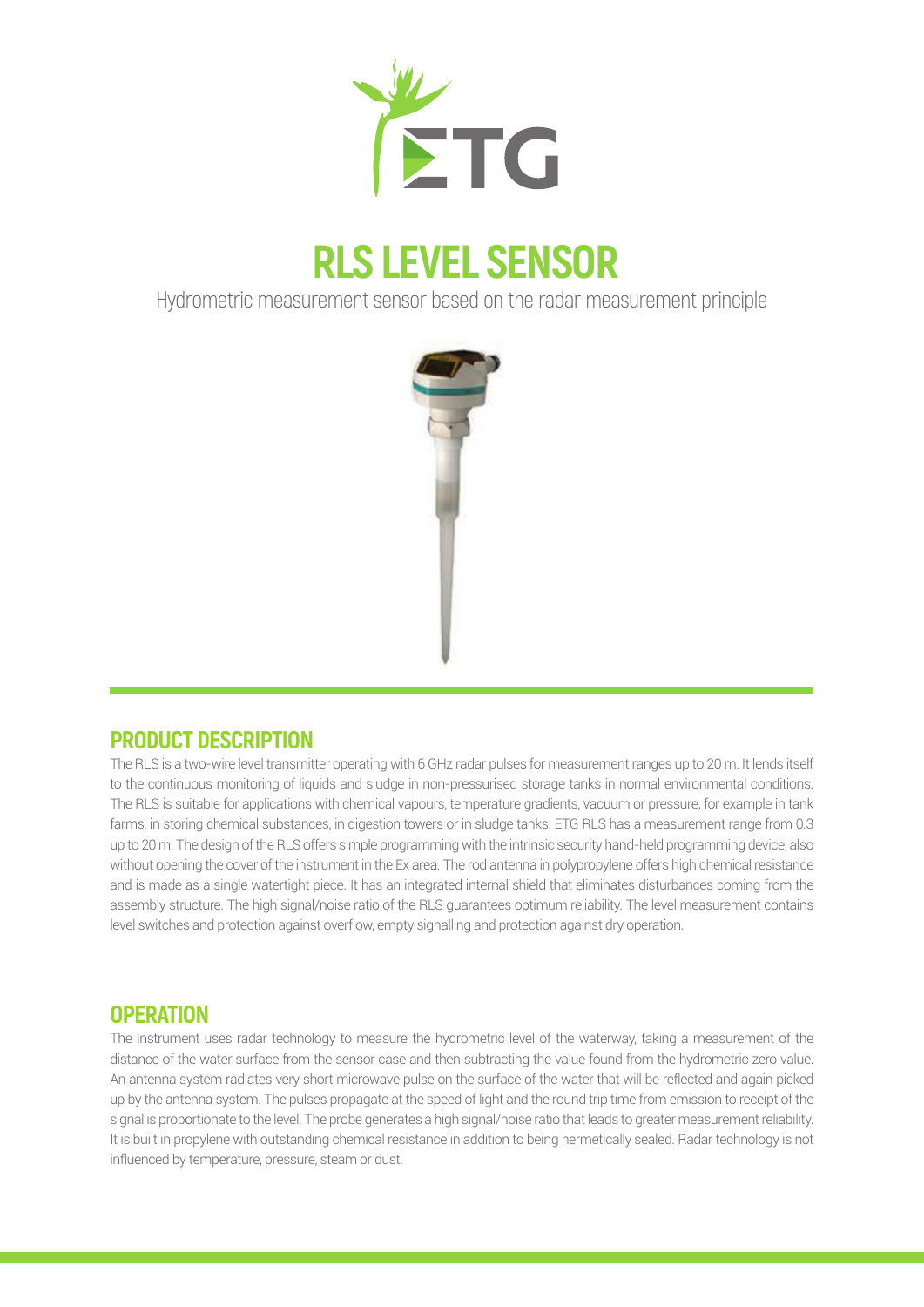# RLS LEVEL SENSOR

Hydrometric measurement sensor based on the radar measurement principle

## PRODUCT DESCRIPTION

The RLS is a two-wire level transmitter operating with 6 GHz radar pulses for measurement ranges up to 20 m. It lends itself to the continuous monitoring of liquids and sludge in non-pressurised storage tanks in normal environmental conditions. The RLS is suitable for applications with chemical vapours, temperature gradients, vacuum or pressure, for example in tank farms, in storing chemical substances, in digestion towers or in sludge tanks. ETG RLS has a measurement range from 0.3 up to 20 m. The design of the RLS offers simple programming with the intrinsic security hand-held programming device, also without opening the cover of the instrument in the Ex area. The rod antenna in polypropylene offers high chemical resistance and is made as a single watertight piece. It has an integrated internal shield that eliminates disturbances coming from the assembly structure. The high signal/noise ratio of the RLS guarantees optimum reliability. The level measurement contains level switches and protection against overflow, empty signalling and protection against dry operation.

## OPERATION

The instrument uses radar technology to measure the hydrometric level of the waterway, taking a measurement of the distance of the water surface from the sensor case and then subtracting the value found from the hydrometric zero value. An antenna system radiates very short microwave pulse on the surface of the water that will be reflected and again picked up by the antenna system. The pulses propagate at the speed of light and the round trip time from emission to receipt of the signal is proportionate to the level. The probe generates a high signal/noise ratio that leads to greater measurement reliability. It is built in propylene with outstanding chemical resistance in addition to being hermetically sealed. Radar technology is not influenced by temperature, pressure, steam or dust.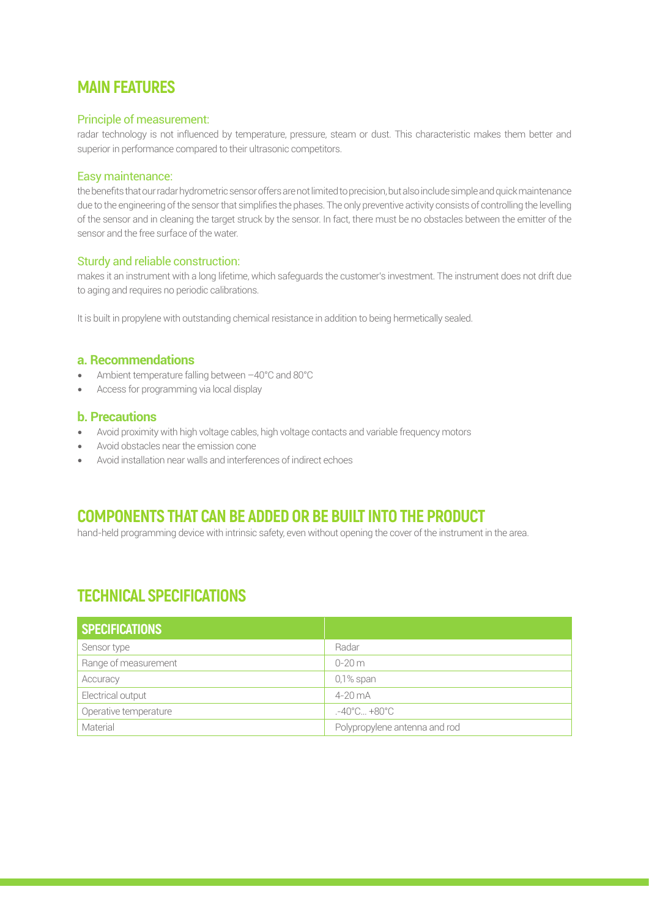## MAIN FEATURES

### Principle of measurement:

radar technology is not influenced by temperature, pressure, steam or dust. This characteristic makes them better and superior in performance compared to their ultrasonic competitors.

### Easy maintenance:

the benefits that our radar hydrometric sensor offers are not limited to precision, but also include simple and quick maintenance due to the engineering of the sensor that simplifies the phases. The only preventive activity consists of controlling the levelling of the sensor and in cleaning the target struck by the sensor. In fact, there must be no obstacles between the emitter of the sensor and the free surface of the water.

### Sturdy and reliable construction:

makes it an instrument with a long lifetime, which safeguards the customer's investment. The instrument does not drift due to aging and requires no periodic calibrations.

It is built in propylene with outstanding chemical resistance in addition to being hermetically sealed.

### a. Recommendations

- Ambient temperature falling between –40°C and 80°C
- Access for programming via local display

### b. Precautions

- Avoid proximity with high voltage cables, high voltage contacts and variable frequency motors
- Avoid obstacles near the emission cone
- Avoid installation near walls and interferences of indirect echoes

## COMPONENTS THAT CAN BE ADDED OR BE BUILT INTO THE PRODUCT

hand-held programming device with intrinsic safety, even without opening the cover of the instrument in the area.

## TECHNICAL SPECIFICATIONS

| SPECIFICATIONS | |
|---|---|
| Sensor type | Radar |
| Range of measurement | 0-20 m |
| Accuracy | 0,1% span |
| Electrical output | 4-20 mA |
| Operative temperature | .-40°C... +80°C |
| Material | Polypropylene antenna and rod |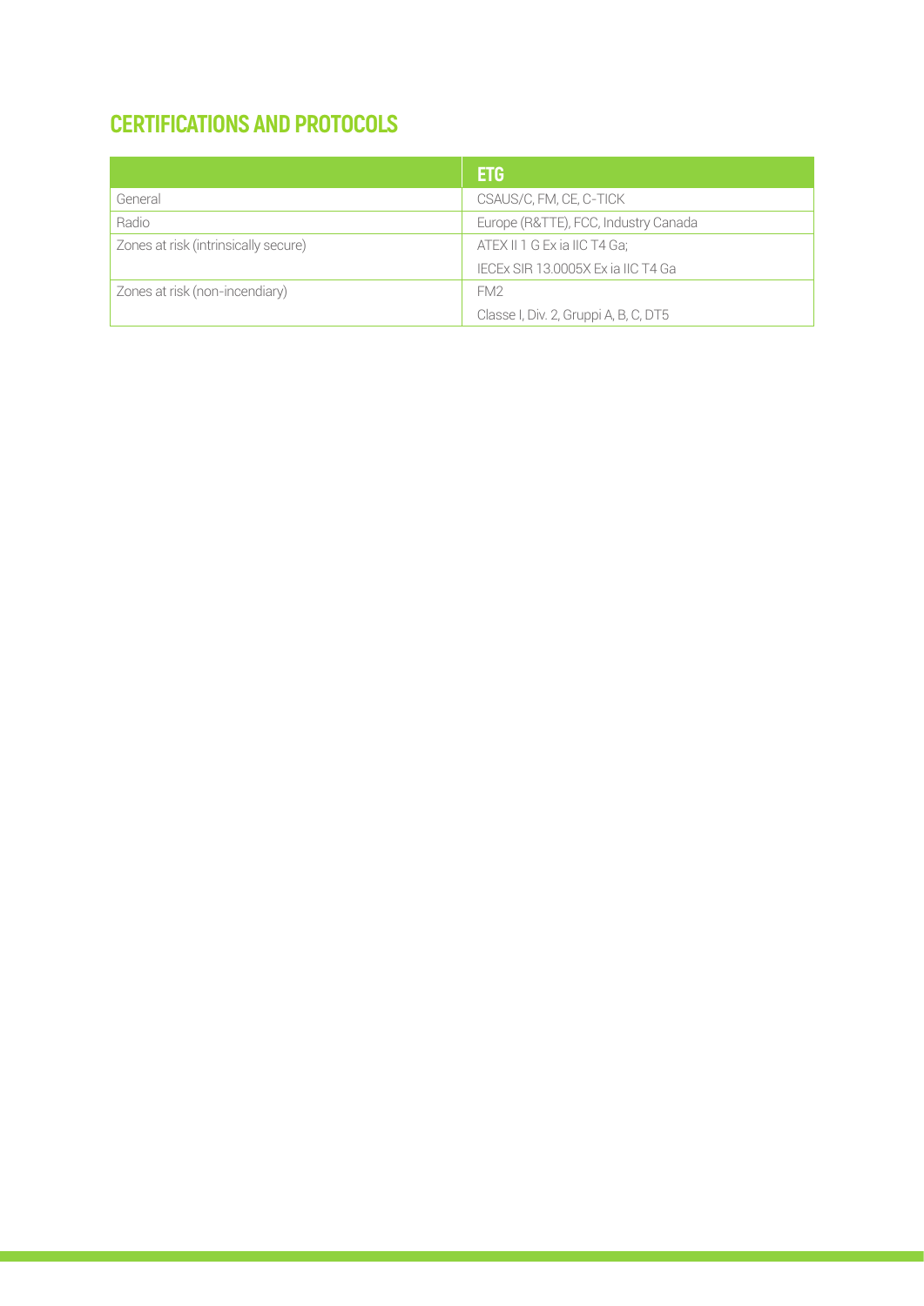## CERTIFICATIONS AND PROTOCOLS

| | ETG |
|---|---|
| General | CSAUS/C, FM, CE, C-TICK |
| Radio | Europe (R&TTE), FCC, Industry Canada |
| Zones at risk (intrinsically secure) | ATEX II 1 G Ex ia IIC T4 Ga; |
| | IECEx SIR 13.0005X Ex ia IIC T4 Ga |
| Zones at risk (non-incendiary) | FM2 |
| | Classe I, Div. 2, Gruppi A, B, C, DT5 |